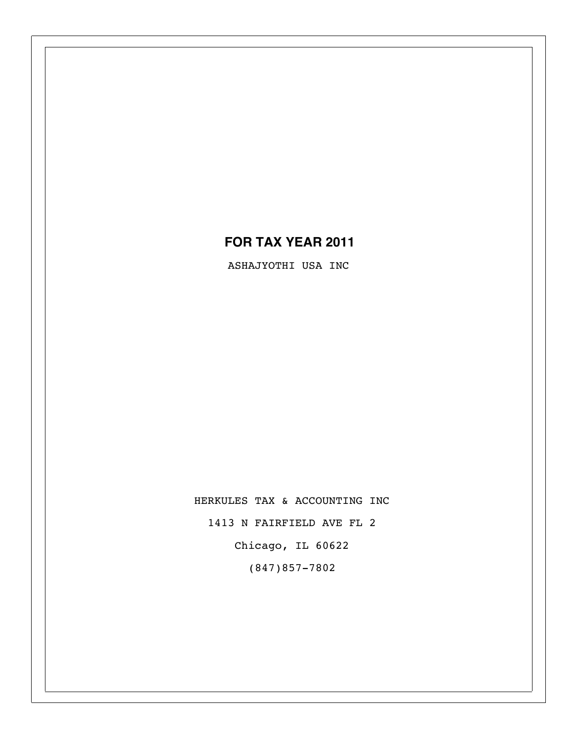# FOR TAX YEAR 2011

ASHAJYOTHI USA INC

HERKULES TAX & ACCOUNTING INC

1413 N FAIRFIELD AVE FL 2

Chicago, IL 60622

(847)857-7802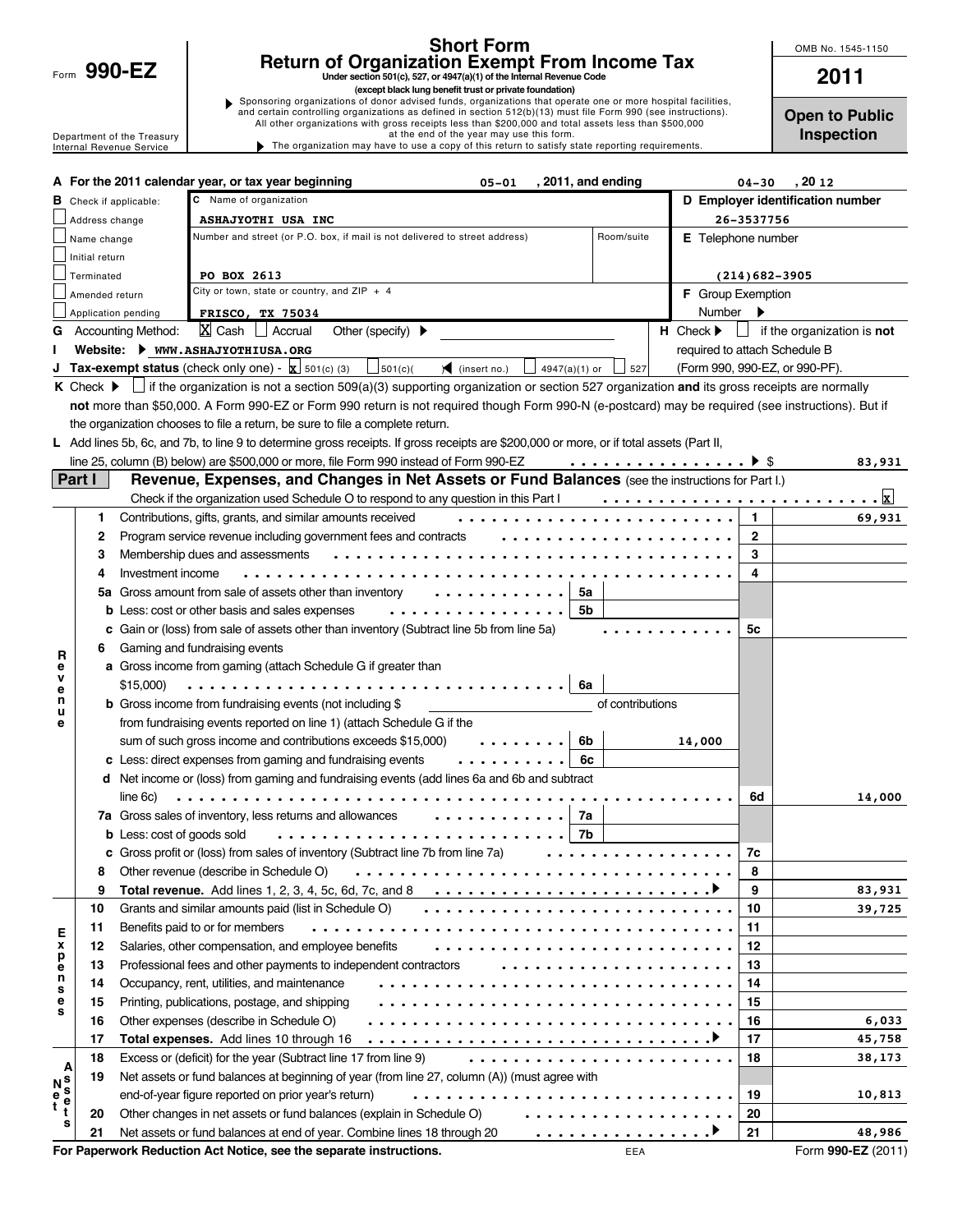Form **990-EZ**

# Short Form
## Return of Organization Exempt From Income Tax

**Under section 501(c), 527, or 4947(a)(1) of the Internal Revenue Code**
**(except black lung benefit trust or private foundation)**

▶ Sponsoring organizations of donor advised funds, organizations that operate one or more hospital facilities, and certain controlling organizations as defined in section 512(b)(13) must file Form 990 (see instructions). All other organizations with gross receipts less than $200,000 and total assets less than $500,000 at the end of the year may use this form.

▶ The organization may have to use a copy of this return to satisfy state reporting requirements.

Department of the Treasury
Internal Revenue Service

OMB No. 1545-1150

**2011**

**Open to Public Inspection**

**A** For the 2011 calendar year, or tax year beginning 05-01, 2011, and ending 04-30, 20 12

**B** Check if applicable:
- ☐ Address change
- ☐ Name change
- ☐ Initial return
- ☐ Terminated
- ☐ Amended return
- ☐ Application pending

**C** Name of organization: ASHAJYOTHI USA INC

Number and street (or P.O. box, if mail is not delivered to street address): PO BOX 2613 | Room/suite:

City or town, state or country, and ZIP + 4: FRISCO, TX 75034

**D Employer identification number:** 26-3537756

**E** Telephone number: (214)682-3905

**F** Group Exemption Number ▶

**G** Accounting Method: ☒ Cash ☐ Accrual Other (specify) ▶

**H** Check ▶ ☐ if the organization is **not** required to attach Schedule B (Form 990, 990-EZ, or 990-PF).

**I** Website: ▶ WWW.ASHAJYOTHIUSA.ORG

**J Tax-exempt status** (check only one) - ☒ 501(c) (3) ☐ 501(c)( ) ◀ (insert no.) ☐ 4947(a)(1) or ☐ 527

**K** Check ▶ ☐ if the organization is not a section 509(a)(3) supporting organization or section 527 organization **and** its gross receipts are normally **not** more than $50,000. A Form 990-EZ or Form 990 return is not required though Form 990-N (e-postcard) may be required (see instructions). But if the organization chooses to file a return, be sure to file a complete return.

**L** Add lines 5b, 6c, and 7b, to line 9 to determine gross receipts. If gross receipts are $200,000 or more, or if total assets (Part II, line 25, column (B) below) are $500,000 or more, file Form 990 instead of Form 990-EZ ▶ $ 83,931

## Part I — Revenue, Expenses, and Changes in Net Assets or Fund Balances (see the instructions for Part I.)

Check if the organization used Schedule O to respond to any question in this Part I ☒

| Section | Line | Description | Sub-line | Sub-amount | Line | Amount |
|---|---|---|---|---|---|---|
| Revenue | 1 | Contributions, gifts, grants, and similar amounts received | | | 1 | 69,931 |
| | 2 | Program service revenue including government fees and contracts | | | 2 | |
| | 3 | Membership dues and assessments | | | 3 | |
| | 4 | Investment income | | | 4 | |
| | 5a | Gross amount from sale of assets other than inventory | 5a | | | |
| | b | Less: cost or other basis and sales expenses | 5b | | | |
| | c | Gain or (loss) from sale of assets other than inventory (Subtract line 5b from line 5a) | | | 5c | |
| | 6 | Gaming and fundraising events | | | | |
| | a | Gross income from gaming (attach Schedule G if greater than $15,000) | 6a | | | |
| | b | Gross income from fundraising events (not including $ ____ of contributions from fundraising events reported on line 1) (attach Schedule G if the sum of such gross income and contributions exceeds $15,000) | 6b | 14,000 | | |
| | c | Less: direct expenses from gaming and fundraising events | 6c | | | |
| | d | Net income or (loss) from gaming and fundraising events (add lines 6a and 6b and subtract line 6c) | | | 6d | 14,000 |
| | 7a | Gross sales of inventory, less returns and allowances | 7a | | | |
| | b | Less: cost of goods sold | 7b | | | |
| | c | Gross profit or (loss) from sales of inventory (Subtract line 7b from line 7a) | | | 7c | |
| | 8 | Other revenue (describe in Schedule O) | | | 8 | |
| | 9 | **Total revenue.** Add lines 1, 2, 3, 4, 5c, 6d, 7c, and 8 ▶ | | | 9 | 83,931 |
| Expenses | 10 | Grants and similar amounts paid (list in Schedule O) | | | 10 | 39,725 |
| | 11 | Benefits paid to or for members | | | 11 | |
| | 12 | Salaries, other compensation, and employee benefits | | | 12 | |
| | 13 | Professional fees and other payments to independent contractors | | | 13 | |
| | 14 | Occupancy, rent, utilities, and maintenance | | | 14 | |
| | 15 | Printing, publications, postage, and shipping | | | 15 | |
| | 16 | Other expenses (describe in Schedule O) | | | 16 | 6,033 |
| | 17 | **Total expenses.** Add lines 10 through 16 ▶ | | | 17 | 45,758 |
| Net Assets | 18 | Excess or (deficit) for the year (Subtract line 17 from line 9) | | | 18 | 38,173 |
| | 19 | Net assets or fund balances at beginning of year (from line 27, column (A)) (must agree with end-of-year figure reported on prior year's return) | | | 19 | 10,813 |
| | 20 | Other changes in net assets or fund balances (explain in Schedule O) | | | 20 | |
| | 21 | Net assets or fund balances at end of year. Combine lines 18 through 20 ▶ | | | 21 | 48,986 |

**For Paperwork Reduction Act Notice, see the separate instructions.** EEA Form **990-EZ** (2011)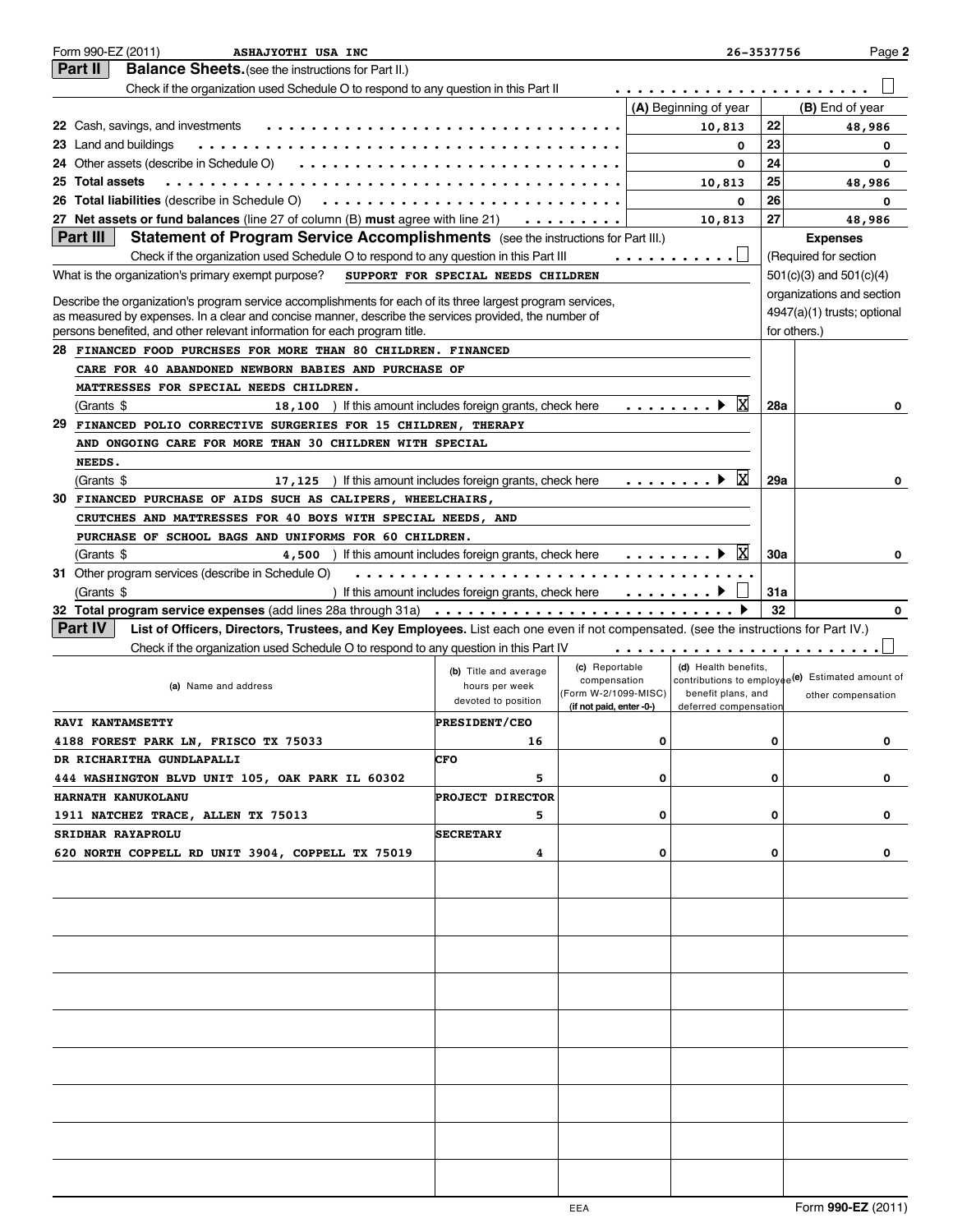Form 990-EZ (2011) ASHAJYOTHI USA INC 26-3537756 Page **2**

## Part II Balance Sheets. (see the instructions for Part II.)

Check if the organization used Schedule O to respond to any question in this Part II ☐

| | | (A) Beginning of year | | (B) End of year |
|---|---|---|---|---|
| 22 | Cash, savings, and investments | 10,813 | 22 | 48,986 |
| 23 | Land and buildings | 0 | 23 | 0 |
| 24 | Other assets (describe in Schedule O) | 0 | 24 | 0 |
| 25 | **Total assets** | 10,813 | 25 | 48,986 |
| 26 | **Total liabilities** (describe in Schedule O) | 0 | 26 | 0 |
| 27 | **Net assets or fund balances** (line 27 of column (B) **must** agree with line 21) | 10,813 | 27 | 48,986 |

## Part III Statement of Program Service Accomplishments (see the instructions for Part III.)

Check if the organization used Schedule O to respond to any question in this Part III ☐

**Expenses** (Required for section 501(c)(3) and 501(c)(4) organizations and section 4947(a)(1) trusts; optional for others.)

What is the organization's primary exempt purpose? SUPPORT FOR SPECIAL NEEDS CHILDREN

Describe the organization's program service accomplishments for each of its three largest program services, as measured by expenses. In a clear and concise manner, describe the services provided, the number of persons benefited, and other relevant information for each program title.

**28** FINANCED FOOD PURCHSES FOR MORE THAN 80 CHILDREN. FINANCED CARE FOR 40 ABANDONED NEWBORN BABIES AND PURCHASE OF MATTRESSES FOR SPECIAL NEEDS CHILDREN.

(Grants $ 18,100 ) If this amount includes foreign grants, check here ▶ ☒ | **28a** | 0

**29** FINANCED POLIO CORRECTIVE SURGERIES FOR 15 CHILDREN, THERAPY AND ONGOING CARE FOR MORE THAN 30 CHILDREN WITH SPECIAL NEEDS.

(Grants $ 17,125 ) If this amount includes foreign grants, check here ▶ ☒ | **29a** | 0

**30** FINANCED PURCHASE OF AIDS SUCH AS CALIPERS, WHEELCHAIRS, CRUTCHES AND MATTRESSES FOR 40 BOYS WITH SPECIAL NEEDS, AND PURCHASE OF SCHOOL BAGS AND UNIFORMS FOR 60 CHILDREN.

(Grants $ 4,500 ) If this amount includes foreign grants, check here ▶ ☒ | **30a** | 0

**31** Other program services (describe in Schedule O)

(Grants $ ) If this amount includes foreign grants, check here ▶ ☐ | **31a** |

**32** **Total program service expenses** (add lines 28a through 31a) ▶ | **32** | 0

## Part IV List of Officers, Directors, Trustees, and Key Employees. List each one even if not compensated. (see the instructions for Part IV.)

Check if the organization used Schedule O to respond to any question in this Part IV ☐

| (a) Name and address | (b) Title and average hours per week devoted to position | (c) Reportable compensation (Form W-2/1099-MISC) (if not paid, enter -0-) | (d) Health benefits, contributions to employee benefit plans, and deferred compensation | (e) Estimated amount of other compensation |
|---|---|---|---|---|
| RAVI KANTAMSETTY<br>4188 FOREST PARK LN, FRISCO TX 75033 | PRESIDENT/CEO<br>16 | 0 | 0 | 0 |
| DR RICHARITHA GUNDLAPALLI<br>444 WASHINGTON BLVD UNIT 105, OAK PARK IL 60302 | CFO<br>5 | 0 | 0 | 0 |
| HARNATH KANUKOLANU<br>1911 NATCHEZ TRACE, ALLEN TX 75013 | PROJECT DIRECTOR<br>5 | 0 | 0 | 0 |
| SRIDHAR RAYAPROLU<br>620 NORTH COPPELL RD UNIT 3904, COPPELL TX 75019 | SECRETARY<br>4 | 0 | 0 | 0 |

EEA Form **990-EZ** (2011)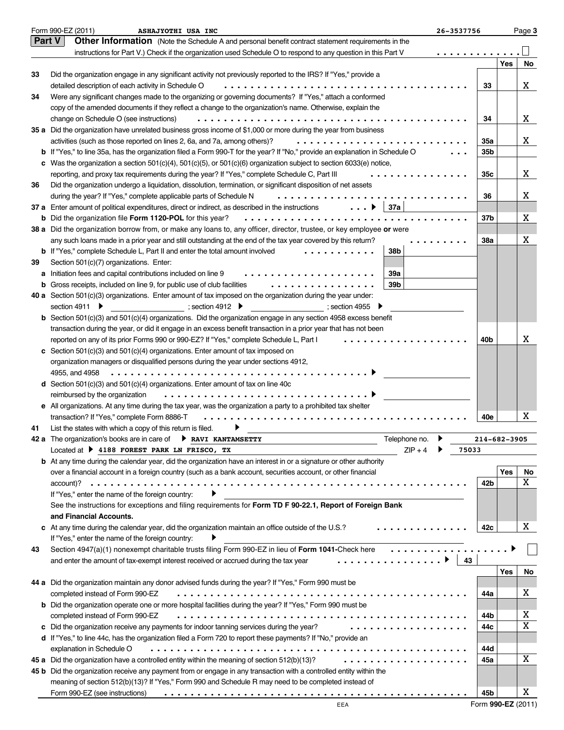Form 990-EZ (2011) **ASHAJYOTHI USA INC** 26-3537756 Page **3**

## Part V Other Information

(Note the Schedule A and personal benefit contract statement requirements in the instructions for Part V.) Check if the organization used Schedule O to respond to any question in this Part V . . . . . . . . . . . . . ☐

| | | | Yes | No |
|---|---|---|---|---|
| **33** | Did the organization engage in any significant activity not previously reported to the IRS? If "Yes," provide a detailed description of each activity in Schedule O | **33** | | X |
| **34** | Were any significant changes made to the organizing or governing documents? If "Yes," attach a conformed copy of the amended documents if they reflect a change to the organization's name. Otherwise, explain the change on Schedule O (see instructions) | **34** | | X |
| **35 a** | Did the organization have unrelated business gross income of $1,000 or more during the year from business activities (such as those reported on lines 2, 6a, and 7a, among others)? | **35a** | | X |
| **b** | If "Yes," to line 35a, has the organization filed a Form 990-T for the year? If "No," provide an explanation in Schedule O | **35b** | | |
| **c** | Was the organization a section 501(c)(4), 501(c)(5), or 501(c)(6) organization subject to section 6033(e) notice, reporting, and proxy tax requirements during the year? If "Yes," complete Schedule C, Part III | **35c** | | X |
| **36** | Did the organization undergo a liquidation, dissolution, termination, or significant disposition of net assets during the year? If "Yes," complete applicable parts of Schedule N | **36** | | X |
| **37 a** | Enter amount of political expenditures, direct or indirect, as described in the instructions ▶ **37a** | | | |
| **b** | Did the organization file **Form 1120-POL** for this year? | **37b** | | X |
| **38 a** | Did the organization borrow from, or make any loans to, any officer, director, trustee, or key employee **or** were any such loans made in a prior year and still outstanding at the end of the tax year covered by this return? | **38a** | | X |
| **b** | If "Yes," complete Schedule L, Part II and enter the total amount involved **38b** | | | |
| **39** | Section 501(c)(7) organizations. Enter: | | | |
| **a** | Initiation fees and capital contributions included on line 9 **39a** | | | |
| **b** | Gross receipts, included on line 9, for public use of club facilities **39b** | | | |
| **40 a** | Section 501(c)(3) organizations. Enter amount of tax imposed on the organization during the year under: section 4911 ▶ ______ ; section 4912 ▶ ______ ; section 4955 ▶ ______ | | | |
| **b** | Section 501(c)(3) and 501(c)(4) organizations. Did the organization engage in any section 4958 excess benefit transaction during the year, or did it engage in an excess benefit transaction in a prior year that has not been reported on any of its prior Forms 990 or 990-EZ? If "Yes," complete Schedule L, Part I | **40b** | | X |
| **c** | Section 501(c)(3) and 501(c)(4) organizations. Enter amount of tax imposed on organization managers or disqualified persons during the year under sections 4912, 4955, and 4958 ▶ | | | |
| **d** | Section 501(c)(3) and 501(c)(4) organizations. Enter amount of tax on line 40c reimbursed by the organization ▶ | | | |
| **e** | All organizations. At any time during the tax year, was the organization a party to a prohibited tax shelter transaction? If "Yes," complete Form 8886-T | **40e** | | X |

**41** List the states with which a copy of this return is filed. ▶

**42 a** The organization's books are in care of ▶ **RAVI KANTAMSETTY** Telephone no. ▶ **214-682-3905**
Located at ▶ **4188 FOREST PARK LN FRISCO, TX** ZIP + 4 ▶ **75033**

| | | | Yes | No |
|---|---|---|---|---|
| **b** | At any time during the calendar year, did the organization have an interest in or a signature or other authority over a financial account in a foreign country (such as a bank account, securities account, or other financial account)? If "Yes," enter the name of the foreign country: ▶ See the instructions for exceptions and filing requirements for **Form TD F 90-22.1, Report of Foreign Bank and Financial Accounts.** | **42b** | | X |
| **c** | At any time during the calendar year, did the organization maintain an office outside of the U.S.? If "Yes," enter the name of the foreign country: ▶ | **42c** | | X |

**43** Section 4947(a)(1) nonexempt charitable trusts filing Form 990-EZ in lieu of **Form 1041**-Check here ▶ ☐ and enter the amount of tax-exempt interest received or accrued during the tax year ▶ **43**

| | | | Yes | No |
|---|---|---|---|---|
| **44 a** | Did the organization maintain any donor advised funds during the year? If "Yes," Form 990 must be completed instead of Form 990-EZ | **44a** | | X |
| **b** | Did the organization operate one or more hospital facilities during the year? If "Yes," Form 990 must be completed instead of Form 990-EZ | **44b** | | X |
| **c** | Did the organization receive any payments for indoor tanning services during the year? | **44c** | | X |
| **d** | If "Yes," to line 44c, has the organization filed a Form 720 to report these payments? If "No," provide an explanation in Schedule O | **44d** | | |
| **45 a** | Did the organization have a controlled entity within the meaning of section 512(b)(13)? | **45a** | | X |
| **45 b** | Did the organization receive any payment from or engage in any transaction with a controlled entity within the meaning of section 512(b)(13)? If "Yes," Form 990 and Schedule R may need to be completed instead of Form 990-EZ (see instructions) | **45b** | | X |

EEA Form **990-EZ** (2011)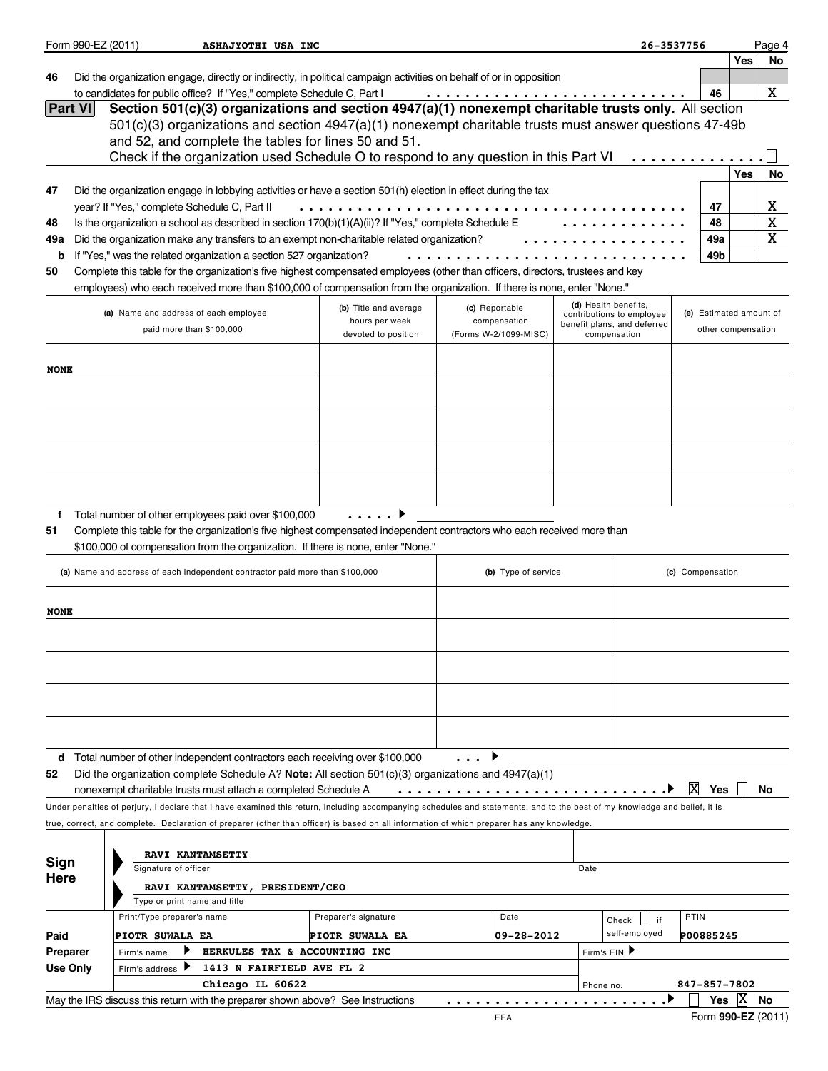Form 990-EZ (2011) ASHAJYOTHI USA INC 26-3537756 Page 4

| | | | Yes | No |
|---|---|---|---|---|
| 46 | Did the organization engage, directly or indirectly, in political campaign activities on behalf of or in opposition to candidates for public office? If "Yes," complete Schedule C, Part I | 46 | | X |

## Part VI Section 501(c)(3) organizations and section 4947(a)(1) nonexempt charitable trusts only.

All section 501(c)(3) organizations and section 4947(a)(1) nonexempt charitable trusts must answer questions 47-49b and 52, and complete the tables for lines 50 and 51.

Check if the organization used Schedule O to respond to any question in this Part VI ☐

| | | | Yes | No |
|---|---|---|---|---|
| 47 | Did the organization engage in lobbying activities or have a section 501(h) election in effect during the tax year? If "Yes," complete Schedule C, Part II | 47 | | X |
| 48 | Is the organization a school as described in section 170(b)(1)(A)(ii)? If "Yes," complete Schedule E | 48 | | X |
| 49a | Did the organization make any transfers to an exempt non-charitable related organization? | 49a | | X |
| b | If "Yes," was the related organization a section 527 organization? | 49b | | |

**50** Complete this table for the organization's five highest compensated employees (other than officers, directors, trustees and key employees) who each received more than $100,000 of compensation from the organization. If there is none, enter "None."

| (a) Name and address of each employee paid more than $100,000 | (b) Title and average hours per week devoted to position | (c) Reportable compensation (Forms W-2/1099-MISC) | (d) Health benefits, contributions to employee benefit plans, and deferred compensation | (e) Estimated amount of other compensation |
|---|---|---|---|---|
| NONE | | | | |
| | | | | |
| | | | | |
| | | | | |
| | | | | |

**f** Total number of other employees paid over $100,000

**51** Complete this table for the organization's five highest compensated independent contractors who each received more than $100,000 of compensation from the organization. If there is none, enter "None."

| (a) Name and address of each independent contractor paid more than $100,000 | (b) Type of service | (c) Compensation |
|---|---|---|
| NONE | | |
| | | |
| | | |
| | | |
| | | |

**d** Total number of other independent contractors each receiving over $100,000

**52** Did the organization complete Schedule A? **Note:** All section 501(c)(3) organizations and 4947(a)(1) nonexempt charitable trusts must attach a completed Schedule A ☒ Yes ☐ No

Under penalties of perjury, I declare that I have examined this return, including accompanying schedules and statements, and to the best of my knowledge and belief, it is true, correct, and complete. Declaration of preparer (other than officer) is based on all information of which preparer has any knowledge.

**Sign Here**

RAVI KANTAMSETTY
Signature of officer — Date

RAVI KANTAMSETTY, PRESIDENT/CEO
Type or print name and title

| **Paid Preparer Use Only** | | | | |
|---|---|---|---|---|
| Print/Type preparer's name | Preparer's signature | Date | Check ☐ if self-employed | PTIN |
| PIOTR SUWALA EA | PIOTR SUWALA EA | 09-28-2012 | | P00885245 |
| Firm's name ▶ HERKULES TAX & ACCOUNTING INC | | | Firm's EIN ▶ | |
| Firm's address ▶ 1413 N FAIRFIELD AVE FL 2 Chicago IL 60622 | | | Phone no. | 847-857-7802 |

May the IRS discuss this return with the preparer shown above? See Instructions ☐ Yes ☒ No

EEA Form **990-EZ** (2011)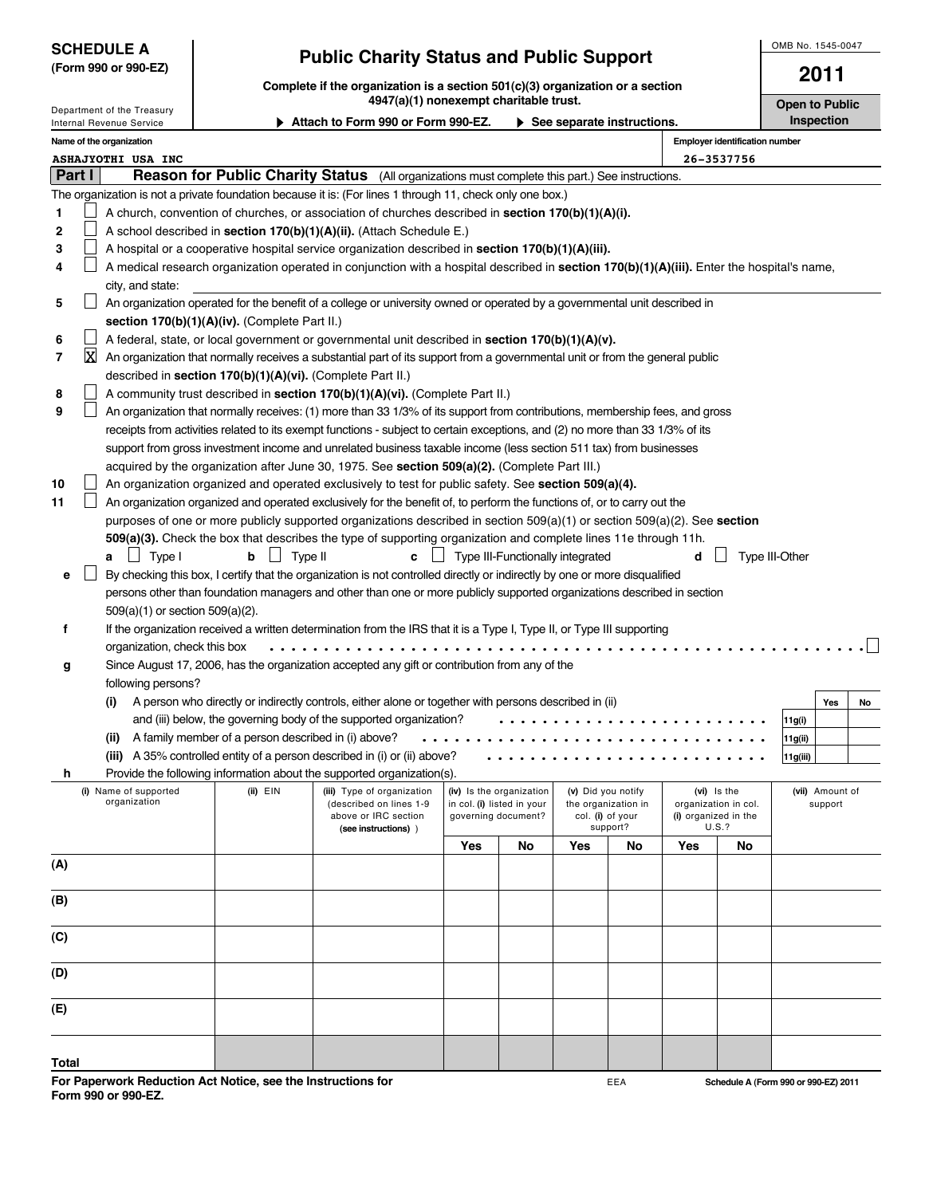**SCHEDULE A**
**(Form 990 or 990-EZ)**

Department of the Treasury
Internal Revenue Service

# Public Charity Status and Public Support

**Complete if the organization is a section 501(c)(3) organization or a section 4947(a)(1) nonexempt charitable trust.**

▶ **Attach to Form 990 or Form 990-EZ.** ▶ **See separate instructions.**

OMB No. 1545-0047

**2011**

**Open to Public Inspection**

**Name of the organization:** ASHAJYOTHI USA INC

**Employer identification number:** 26-3537756

## Part I Reason for Public Charity Status (All organizations must complete this part.) See instructions.

The organization is not a private foundation because it is: (For lines 1 through 11, check only one box.)

1. ☐ A church, convention of churches, or association of churches described in **section 170(b)(1)(A)(i).**
2. ☐ A school described in **section 170(b)(1)(A)(ii).** (Attach Schedule E.)
3. ☐ A hospital or a cooperative hospital service organization described in **section 170(b)(1)(A)(iii).**
4. ☐ A medical research organization operated in conjunction with a hospital described in **section 170(b)(1)(A)(iii).** Enter the hospital's name, city, and state:
5. ☐ An organization operated for the benefit of a college or university owned or operated by a governmental unit described in **section 170(b)(1)(A)(iv).** (Complete Part II.)
6. ☐ A federal, state, or local government or governmental unit described in **section 170(b)(1)(A)(v).**
7. ☒ An organization that normally receives a substantial part of its support from a governmental unit or from the general public described in **section 170(b)(1)(A)(vi).** (Complete Part II.)
8. ☐ A community trust described in **section 170(b)(1)(A)(vi).** (Complete Part II.)
9. ☐ An organization that normally receives: (1) more than 33 1/3% of its support from contributions, membership fees, and gross receipts from activities related to its exempt functions - subject to certain exceptions, and (2) no more than 33 1/3% of its support from gross investment income and unrelated business taxable income (less section 511 tax) from businesses acquired by the organization after June 30, 1975. See **section 509(a)(2).** (Complete Part III.)
10. ☐ An organization organized and operated exclusively to test for public safety. See **section 509(a)(4).**
11. ☐ An organization organized and operated exclusively for the benefit of, to perform the functions of, or to carry out the purposes of one or more publicly supported organizations described in section 509(a)(1) or section 509(a)(2). See **section 509(a)(3).** Check the box that describes the type of supporting organization and complete lines 11e through 11h.
   - **a** ☐ Type I **b** ☐ Type II **c** ☐ Type III-Functionally integrated **d** ☐ Type III-Other
   - **e** ☐ By checking this box, I certify that the organization is not controlled directly or indirectly by one or more disqualified persons other than foundation managers and other than one or more publicly supported organizations described in section 509(a)(1) or section 509(a)(2).
   - **f** If the organization received a written determination from the IRS that it is a Type I, Type II, or Type III supporting organization, check this box ☐
   - **g** Since August 17, 2006, has the organization accepted any gift or contribution from any of the following persons?

| | | | Yes | No |
|---|---|---|---|---|
| (i) | A person who directly or indirectly controls, either alone or together with persons described in (ii) and (iii) below, the governing body of the supported organization? | 11g(i) | | |
| (ii) | A family member of a person described in (i) above? | 11g(ii) | | |
| (iii) | A 35% controlled entity of a person described in (i) or (ii) above? | 11g(iii) | | |

   - **h** Provide the following information about the supported organization(s).

| (i) Name of supported organization | (ii) EIN | (iii) Type of organization (described on lines 1-9 above or IRC section (see instructions)) | (iv) Is the organization in col. (i) listed in your governing document? Yes | No | (v) Did you notify the organization in col. (i) of your support? Yes | No | (vi) Is the organization in col. (i) organized in the U.S.? Yes | No | (vii) Amount of support |
|---|---|---|---|---|---|---|---|---|---|
| (A) | | | | | | | | | |
| (B) | | | | | | | | | |
| (C) | | | | | | | | | |
| (D) | | | | | | | | | |
| (E) | | | | | | | | | |
| Total | | | | | | | | | |

**For Paperwork Reduction Act Notice, see the Instructions for Form 990 or 990-EZ.** EEA **Schedule A (Form 990 or 990-EZ) 2011**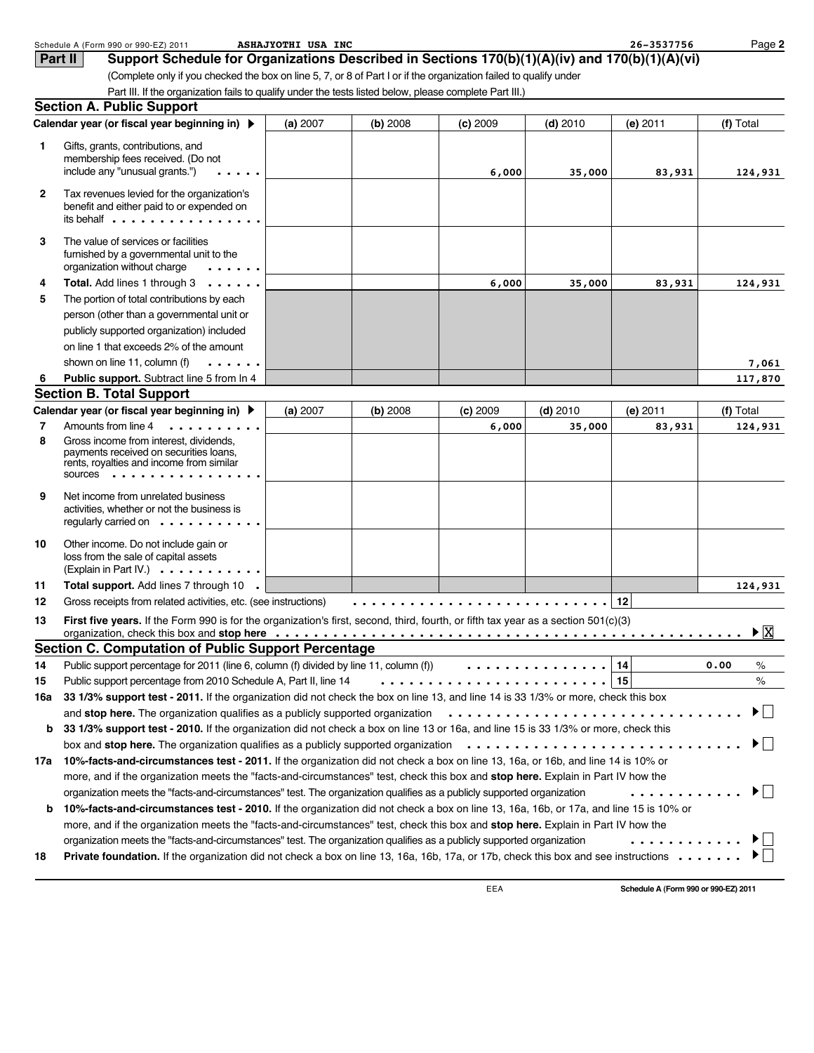Schedule A (Form 990 or 990-EZ) 2011 **ASHAJYOTHI USA INC** 26-3537756

## Part II Support Schedule for Organizations Described in Sections 170(b)(1)(A)(iv) and 170(b)(1)(A)(vi)

(Complete only if you checked the box on line 5, 7, or 8 of Part I or if the organization failed to qualify under Part III. If the organization fails to qualify under the tests listed below, please complete Part III.)

### Section A. Public Support

| | Calendar year (or fiscal year beginning in) ▶ | (a) 2007 | (b) 2008 | (c) 2009 | (d) 2010 | (e) 2011 | (f) Total |
|---|---|---|---|---|---|---|---|
| 1 | Gifts, grants, contributions, and membership fees received. (Do not include any "unusual grants.") | | | 6,000 | 35,000 | 83,931 | 124,931 |
| 2 | Tax revenues levied for the organization's benefit and either paid to or expended on its behalf | | | | | | |
| 3 | The value of services or facilities furnished by a governmental unit to the organization without charge | | | | | | |
| 4 | **Total.** Add lines 1 through 3 | | | 6,000 | 35,000 | 83,931 | 124,931 |
| 5 | The portion of total contributions by each person (other than a governmental unit or publicly supported organization) included on line 1 that exceeds 2% of the amount shown on line 11, column (f) | | | | | | 7,061 |
| 6 | **Public support.** Subtract line 5 from ln 4 | | | | | | 117,870 |

### Section B. Total Support

| | Calendar year (or fiscal year beginning in) ▶ | (a) 2007 | (b) 2008 | (c) 2009 | (d) 2010 | (e) 2011 | (f) Total |
|---|---|---|---|---|---|---|---|
| 7 | Amounts from line 4 | | | 6,000 | 35,000 | 83,931 | 124,931 |
| 8 | Gross income from interest, dividends, payments received on securities loans, rents, royalties and income from similar sources | | | | | | |
| 9 | Net income from unrelated business activities, whether or not the business is regularly carried on | | | | | | |
| 10 | Other income. Do not include gain or loss from the sale of capital assets (Explain in Part IV.) | | | | | | |
| 11 | **Total support.** Add lines 7 through 10 | | | | | | 124,931 |
| 12 | Gross receipts from related activities, etc. (see instructions) | | | | | 12 | |

13 **First five years.** If the Form 990 is for the organization's first, second, third, fourth, or fifth tax year as a section 501(c)(3) organization, check this box and **stop here** ▶ [X]

### Section C. Computation of Public Support Percentage

14 Public support percentage for 2011 (line 6, column (f) divided by line 11, column (f)) ... 14 | 0.00 %

15 Public support percentage from 2010 Schedule A, Part II, line 14 ... 15 | %

16a **33 1/3% support test - 2011.** If the organization did not check the box on line 13, and line 14 is 33 1/3% or more, check this box and **stop here.** The organization qualifies as a publicly supported organization ▶ [ ]

b **33 1/3% support test - 2010.** If the organization did not check a box on line 13 or 16a, and line 15 is 33 1/3% or more, check this box and **stop here.** The organization qualifies as a publicly supported organization ▶ [ ]

17a **10%-facts-and-circumstances test - 2011.** If the organization did not check a box on line 13, 16a, or 16b, and line 14 is 10% or more, and if the organization meets the "facts-and-circumstances" test, check this box and **stop here.** Explain in Part IV how the organization meets the "facts-and-circumstances" test. The organization qualifies as a publicly supported organization ▶ [ ]

b **10%-facts-and-circumstances test - 2010.** If the organization did not check a box on line 13, 16a, 16b, or 17a, and line 15 is 10% or more, and if the organization meets the "facts-and-circumstances" test, check this box and **stop here.** Explain in Part IV how the organization meets the "facts-and-circumstances" test. The organization qualifies as a publicly supported organization ▶ [ ]

18 **Private foundation.** If the organization did not check a box on line 13, 16a, 16b, 17a, or 17b, check this box and see instructions ▶ [ ]

EEA **Schedule A (Form 990 or 990-EZ) 2011**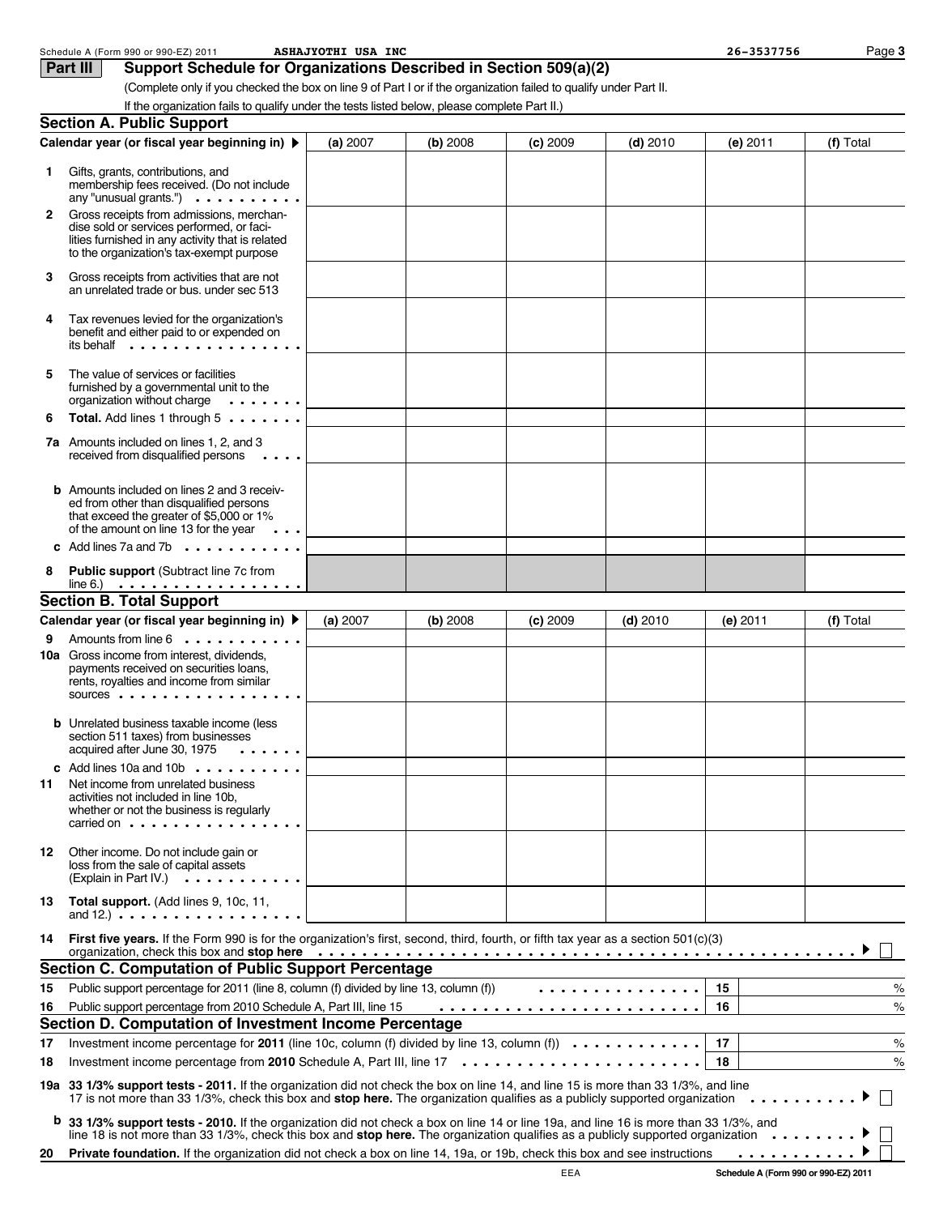Schedule A (Form 990 or 990-EZ) 2011 ASHAJYOTHI USA INC 26-3537756

## Part III Support Schedule for Organizations Described in Section 509(a)(2)

(Complete only if you checked the box on line 9 of Part I or if the organization failed to qualify under Part II. If the organization fails to qualify under the tests listed below, please complete Part II.)

### Section A. Public Support

| Calendar year (or fiscal year beginning in) ▶ | (a) 2007 | (b) 2008 | (c) 2009 | (d) 2010 | (e) 2011 | (f) Total |
|---|---|---|---|---|---|---|
| 1 Gifts, grants, contributions, and membership fees received. (Do not include any "unusual grants.") | | | | | | |
| 2 Gross receipts from admissions, merchandise sold or services performed, or facilities furnished in any activity that is related to the organization's tax-exempt purpose | | | | | | |
| 3 Gross receipts from activities that are not an unrelated trade or bus. under sec 513 | | | | | | |
| 4 Tax revenues levied for the organization's benefit and either paid to or expended on its behalf | | | | | | |
| 5 The value of services or facilities furnished by a governmental unit to the organization without charge | | | | | | |
| 6 **Total.** Add lines 1 through 5 | | | | | | |
| 7a Amounts included on lines 1, 2, and 3 received from disqualified persons | | | | | | |
| b Amounts included on lines 2 and 3 received from other than disqualified persons that exceed the greater of $5,000 or 1% of the amount on line 13 for the year | | | | | | |
| c Add lines 7a and 7b | | | | | | |
| 8 **Public support** (Subtract line 7c from line 6.) | | | | | | |

### Section B. Total Support

| Calendar year (or fiscal year beginning in) ▶ | (a) 2007 | (b) 2008 | (c) 2009 | (d) 2010 | (e) 2011 | (f) Total |
|---|---|---|---|---|---|---|
| 9 Amounts from line 6 | | | | | | |
| 10a Gross income from interest, dividends, payments received on securities loans, rents, royalties and income from similar sources | | | | | | |
| b Unrelated business taxable income (less section 511 taxes) from businesses acquired after June 30, 1975 | | | | | | |
| c Add lines 10a and 10b | | | | | | |
| 11 Net income from unrelated business activities not included in line 10b, whether or not the business is regularly carried on | | | | | | |
| 12 Other income. Do not include gain or loss from the sale of capital assets (Explain in Part IV.) | | | | | | |
| 13 **Total support.** (Add lines 9, 10c, 11, and 12.) | | | | | | |

14 **First five years.** If the Form 990 is for the organization's first, second, third, fourth, or fifth tax year as a section 501(c)(3) organization, check this box and **stop here** ▶ ☐

### Section C. Computation of Public Support Percentage

| | | | |
|---|---|---|---|
| 15 | Public support percentage for 2011 (line 8, column (f) divided by line 13, column (f)) | 15 | % |
| 16 | Public support percentage from 2010 Schedule A, Part III, line 15 | 16 | % |

### Section D. Computation of Investment Income Percentage

| | | | |
|---|---|---|---|
| 17 | Investment income percentage for **2011** (line 10c, column (f) divided by line 13, column (f)) | 17 | % |
| 18 | Investment income percentage from **2010** Schedule A, Part III, line 17 | 18 | % |

19a **33 1/3% support tests - 2011.** If the organization did not check the box on line 14, and line 15 is more than 33 1/3%, and line 17 is not more than 33 1/3%, check this box and **stop here.** The organization qualifies as a publicly supported organization ▶ ☐

b **33 1/3% support tests - 2010.** If the organization did not check a box on line 14 or line 19a, and line 16 is more than 33 1/3%, and line 18 is not more than 33 1/3%, check this box and **stop here.** The organization qualifies as a publicly supported organization ▶ ☐

20 **Private foundation.** If the organization did not check a box on line 14, 19a, or 19b, check this box and see instructions ▶ ☐

Schedule A (Form 990 or 990-EZ) 2011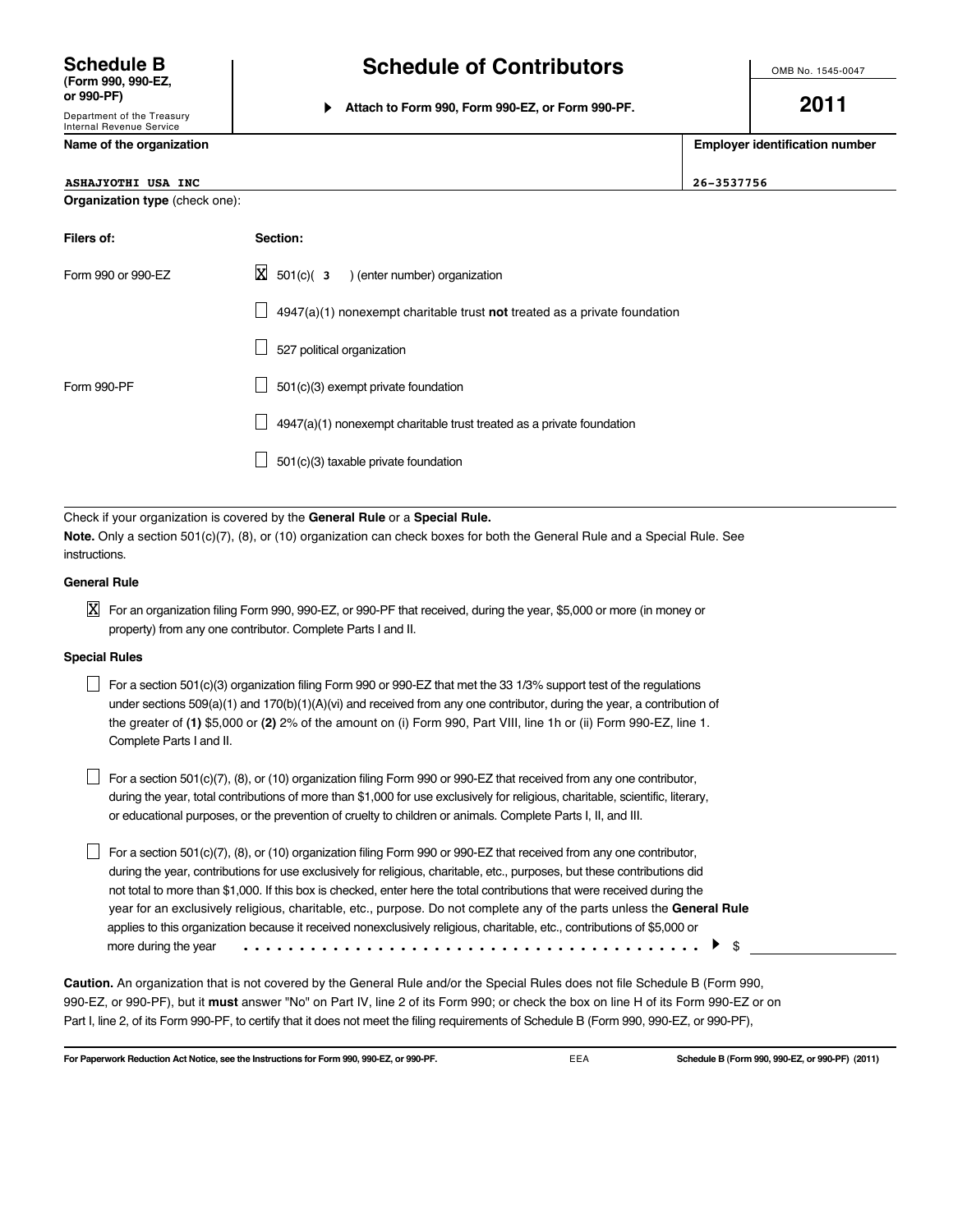**Schedule B**
**(Form 990, 990-EZ, or 990-PF)**
Department of the Treasury
Internal Revenue Service

# Schedule of Contributors

▶ **Attach to Form 990, Form 990-EZ, or Form 990-PF.**

OMB No. 1545-0047

**2011**

| **Name of the organization** | **Employer identification number** |
|---|---|
| ASHAJYOTHI USA INC | 26-3537756 |

**Organization type** (check one):

| **Filers of:** | **Section:** |
|---|---|
| Form 990 or 990-EZ | ☒ 501(c)( 3 ) (enter number) organization |
| | ☐ 4947(a)(1) nonexempt charitable trust **not** treated as a private foundation |
| | ☐ 527 political organization |
| Form 990-PF | ☐ 501(c)(3) exempt private foundation |
| | ☐ 4947(a)(1) nonexempt charitable trust treated as a private foundation |
| | ☐ 501(c)(3) taxable private foundation |

Check if your organization is covered by the **General Rule** or a **Special Rule.**

**Note.** Only a section 501(c)(7), (8), or (10) organization can check boxes for both the General Rule and a Special Rule. See instructions.

**General Rule**

☒ For an organization filing Form 990, 990-EZ, or 990-PF that received, during the year, $5,000 or more (in money or property) from any one contributor. Complete Parts I and II.

**Special Rules**

☐ For a section 501(c)(3) organization filing Form 990 or 990-EZ that met the 33 1/3% support test of the regulations under sections 509(a)(1) and 170(b)(1)(A)(vi) and received from any one contributor, during the year, a contribution of the greater of **(1)** $5,000 or **(2)** 2% of the amount on (i) Form 990, Part VIII, line 1h or (ii) Form 990-EZ, line 1. Complete Parts I and II.

☐ For a section 501(c)(7), (8), or (10) organization filing Form 990 or 990-EZ that received from any one contributor, during the year, total contributions of more than $1,000 for use exclusively for religious, charitable, scientific, literary, or educational purposes, or the prevention of cruelty to children or animals. Complete Parts I, II, and III.

☐ For a section 501(c)(7), (8), or (10) organization filing Form 990 or 990-EZ that received from any one contributor, during the year, contributions for use exclusively for religious, charitable, etc., purposes, but these contributions did not total to more than $1,000. If this box is checked, enter here the total contributions that were received during the year for an exclusively religious, charitable, etc., purpose. Do not complete any of the parts unless the **General Rule** applies to this organization because it received nonexclusively religious, charitable, etc., contributions of $5,000 or more during the year . . . . . . . . . . . . . . . . . . . . . . . . . . . . . . . . . . . . . . . . . . ▶ $ ______________

**Caution.** An organization that is not covered by the General Rule and/or the Special Rules does not file Schedule B (Form 990, 990-EZ, or 990-PF), but it **must** answer "No" on Part IV, line 2 of its Form 990; or check the box on line H of its Form 990-EZ or on Part I, line 2, of its Form 990-PF, to certify that it does not meet the filing requirements of Schedule B (Form 990, 990-EZ, or 990-PF),

**For Paperwork Reduction Act Notice, see the Instructions for Form 990, 990-EZ, or 990-PF.** EEA **Schedule B (Form 990, 990-EZ, or 990-PF) (2011)**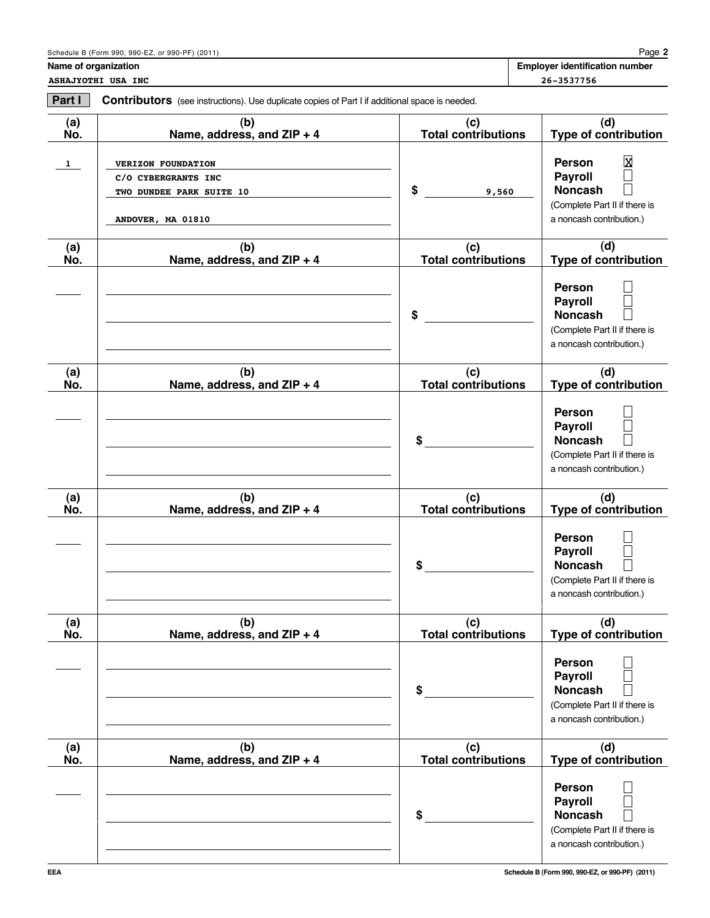**Name of organization**
ASHAJYOTHI USA INC

**Employer identification number**
26-3537756

**Part I** **Contributors** (see instructions). Use duplicate copies of Part I if additional space is needed.

| (a) No. | (b) Name, address, and ZIP + 4 | (c) Total contributions | (d) Type of contribution |
|---|---|---|---|
| 1 | VERIZON FOUNDATION<br>C/O CYBERGRANTS INC<br>TWO DUNDEE PARK SUITE 10<br>ANDOVER, MA 01810 | $ 9,560 | Person ☒<br>Payroll ☐<br>Noncash ☐<br>(Complete Part II if there is a noncash contribution.) |
| | | $ | Person ☐<br>Payroll ☐<br>Noncash ☐<br>(Complete Part II if there is a noncash contribution.) |
| | | $ | Person ☐<br>Payroll ☐<br>Noncash ☐<br>(Complete Part II if there is a noncash contribution.) |
| | | $ | Person ☐<br>Payroll ☐<br>Noncash ☐<br>(Complete Part II if there is a noncash contribution.) |
| | | $ | Person ☐<br>Payroll ☐<br>Noncash ☐<br>(Complete Part II if there is a noncash contribution.) |
| | | $ | Person ☐<br>Payroll ☐<br>Noncash ☐<br>(Complete Part II if there is a noncash contribution.) |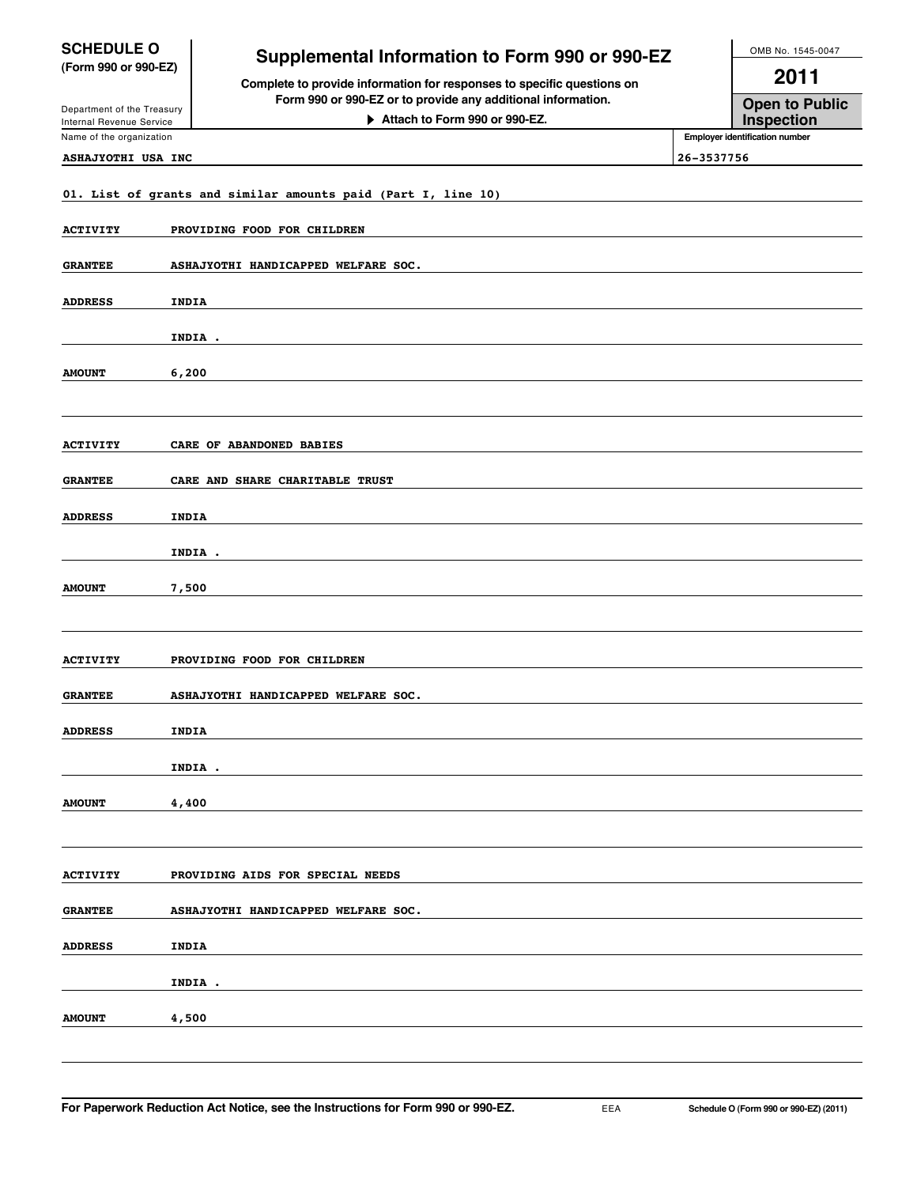**SCHEDULE O**
**(Form 990 or 990-EZ)**

Department of the Treasury
Internal Revenue Service

# Supplemental Information to Form 990 or 990-EZ

**Complete to provide information for responses to specific questions on Form 990 or 990-EZ or to provide any additional information.**

**▶ Attach to Form 990 or 990-EZ.**

OMB No. 1545-0047

**2011**

**Open to Public Inspection**

Name of the organization: **ASHAJYOTHI USA INC**

**Employer identification number:** 26-3537756

01. List of grants and similar amounts paid (Part I, line 10)

| | |
|---|---|
| **ACTIVITY** | PROVIDING FOOD FOR CHILDREN |
| **GRANTEE** | ASHAJYOTHI HANDICAPPED WELFARE SOC. |
| **ADDRESS** | INDIA |
| | INDIA . |
| **AMOUNT** | 6,200 |
| | |
| **ACTIVITY** | CARE OF ABANDONED BABIES |
| **GRANTEE** | CARE AND SHARE CHARITABLE TRUST |
| **ADDRESS** | INDIA |
| | INDIA . |
| **AMOUNT** | 7,500 |
| | |
| **ACTIVITY** | PROVIDING FOOD FOR CHILDREN |
| **GRANTEE** | ASHAJYOTHI HANDICAPPED WELFARE SOC. |
| **ADDRESS** | INDIA |
| | INDIA . |
| **AMOUNT** | 4,400 |
| | |
| **ACTIVITY** | PROVIDING AIDS FOR SPECIAL NEEDS |
| **GRANTEE** | ASHAJYOTHI HANDICAPPED WELFARE SOC. |
| **ADDRESS** | INDIA |
| | INDIA . |
| **AMOUNT** | 4,500 |

**For Paperwork Reduction Act Notice, see the Instructions for Form 990 or 990-EZ.** EEA **Schedule O (Form 990 or 990-EZ) (2011)**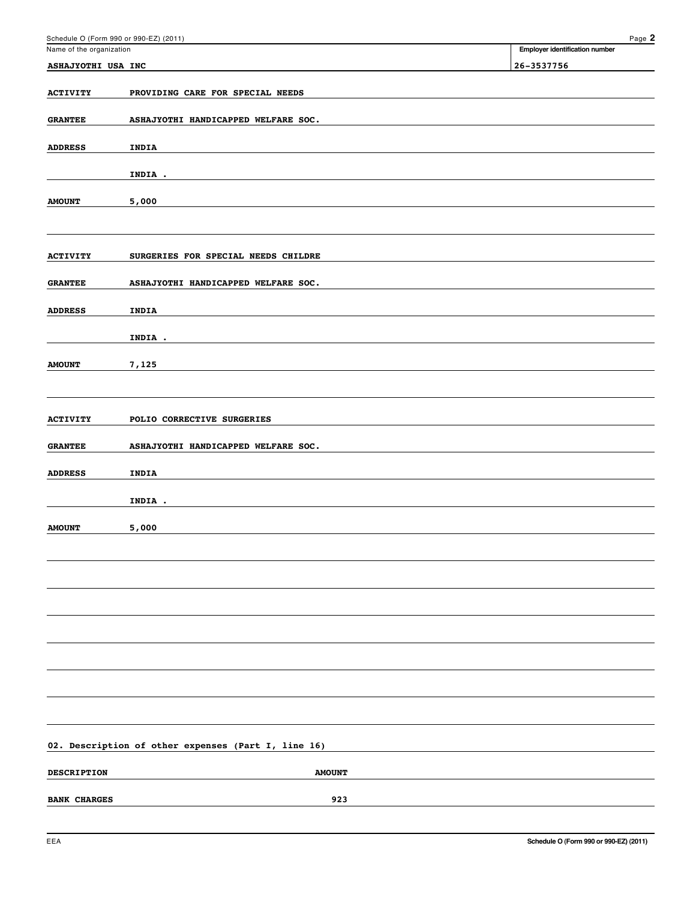Name of the organization: **ASHAJYOTHI USA INC**

Employer identification number: **26-3537756**

| | |
|---|---|
| **ACTIVITY** | PROVIDING CARE FOR SPECIAL NEEDS |
| **GRANTEE** | ASHAJYOTHI HANDICAPPED WELFARE SOC. |
| **ADDRESS** | INDIA |
| | INDIA . |
| **AMOUNT** | 5,000 |

| | |
|---|---|
| **ACTIVITY** | SURGERIES FOR SPECIAL NEEDS CHILDRE |
| **GRANTEE** | ASHAJYOTHI HANDICAPPED WELFARE SOC. |
| **ADDRESS** | INDIA |
| | INDIA . |
| **AMOUNT** | 7,125 |

| | |
|---|---|
| **ACTIVITY** | POLIO CORRECTIVE SURGERIES |
| **GRANTEE** | ASHAJYOTHI HANDICAPPED WELFARE SOC. |
| **ADDRESS** | INDIA |
| | INDIA . |
| **AMOUNT** | 5,000 |

**02. Description of other expenses (Part I, line 16)**

| DESCRIPTION | AMOUNT |
|---|---|
| BANK CHARGES | 923 |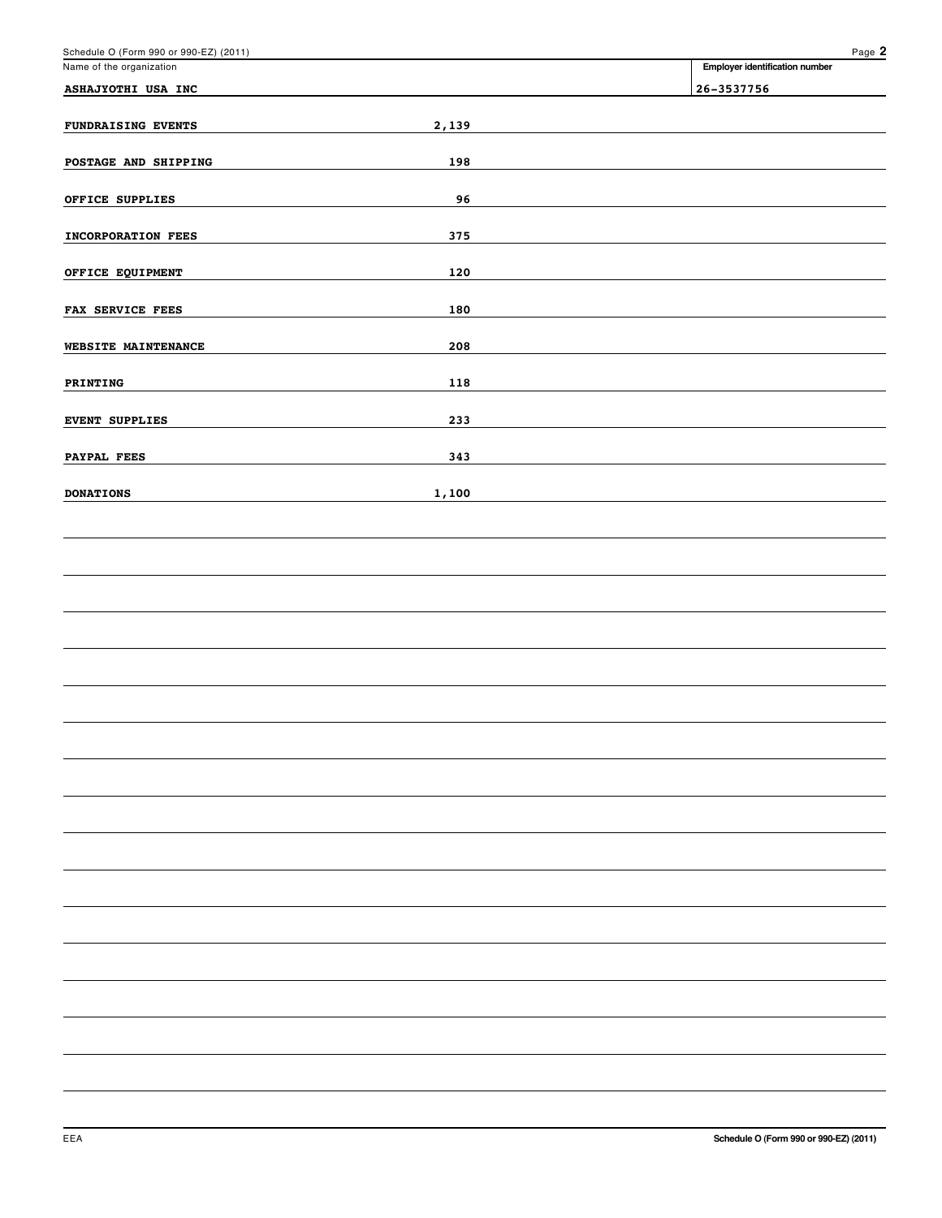Name of the organization: **ASHAJYOTHI USA INC**

Employer identification number: **26-3537756**

| | |
|---|---|
| FUNDRAISING EVENTS | 2,139 |
| POSTAGE AND SHIPPING | 198 |
| OFFICE SUPPLIES | 96 |
| INCORPORATION FEES | 375 |
| OFFICE EQUIPMENT | 120 |
| FAX SERVICE FEES | 180 |
| WEBSITE MAINTENANCE | 208 |
| PRINTING | 118 |
| EVENT SUPPLIES | 233 |
| PAYPAL FEES | 343 |
| DONATIONS | 1,100 |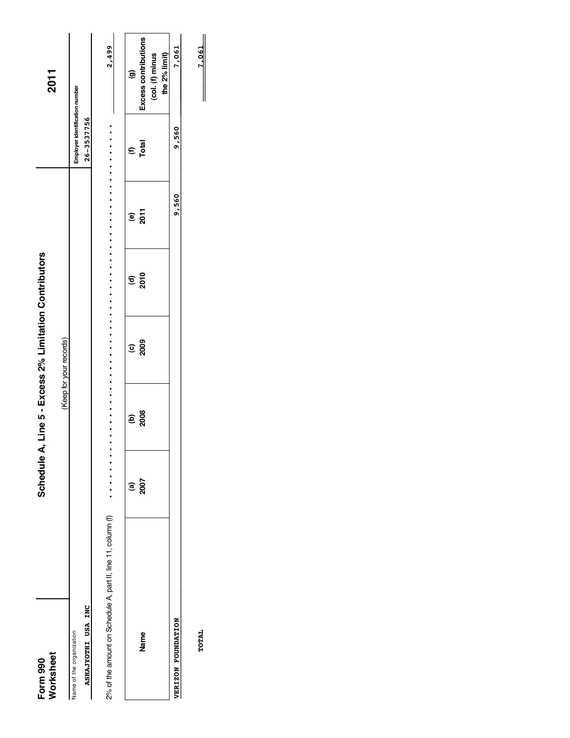**Form 990 Worksheet**

# Schedule A, Line 5 - Excess 2% Limitation Contributors

(Keep for your records)

**2011**

Name of the organization: ASHAJYOTHI USA INC

Employer identification number: 26-3537756

2% of the amount on Schedule A, part II, line 11, column (f) . . . . . . . . . . 2,499

| Name | (a) 2007 | (b) 2008 | (c) 2009 | (d) 2010 | (e) 2011 | (f) Total | (g) Excess contributions (col. (f) minus the 2% limit) |
|---|---|---|---|---|---|---|---|
| VERIZON FOUNDATION | | | | | 9,560 | 9,560 | 7,061 |
| TOTAL | | | | | | | 7,061 |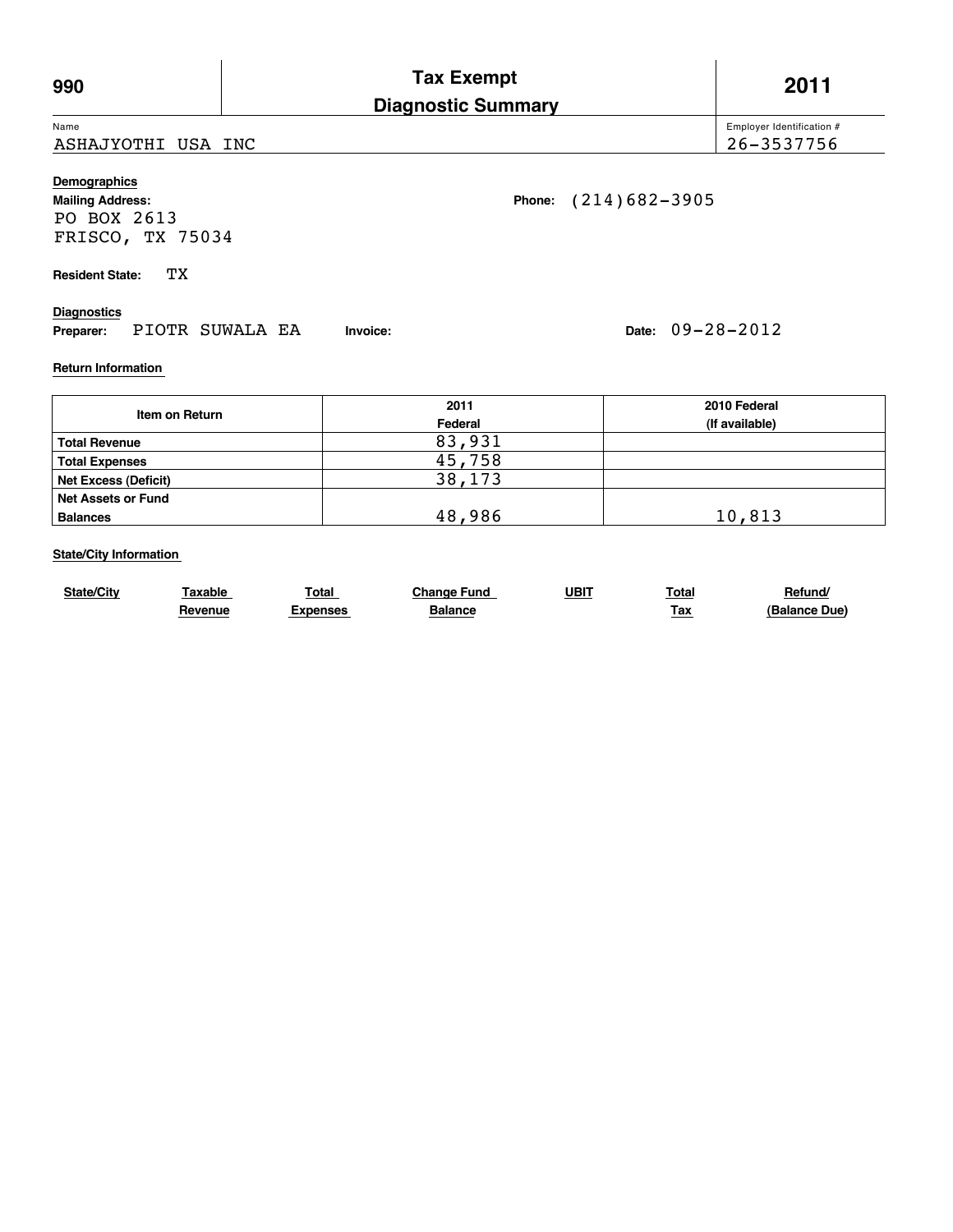| 990 | Tax Exempt Diagnostic Summary | 2011 |
| --- | --- | --- |

Name: ASHAJYOTHI USA INC

Employer Identification #: 26-3537756

**Demographics**

**Mailing Address:**
PO BOX 2613
FRISCO, TX 75034

**Phone:** (214)682-3905

**Resident State:** TX

**Diagnostics**

**Preparer:** PIOTR SUWALA EA **Invoice:** **Date:** 09-28-2012

**Return Information**

| Item on Return | 2011 Federal | 2010 Federal (If available) |
| --- | --- | --- |
| Total Revenue | 83,931 | |
| Total Expenses | 45,758 | |
| Net Excess (Deficit) | 38,173 | |
| Net Assets or Fund Balances | 48,986 | 10,813 |

**State/City Information**

| State/City | Taxable Revenue | Total Expenses | Change Fund Balance | UBIT | Total Tax | Refund/ (Balance Due) |
| --- | --- | --- | --- | --- | --- | --- |